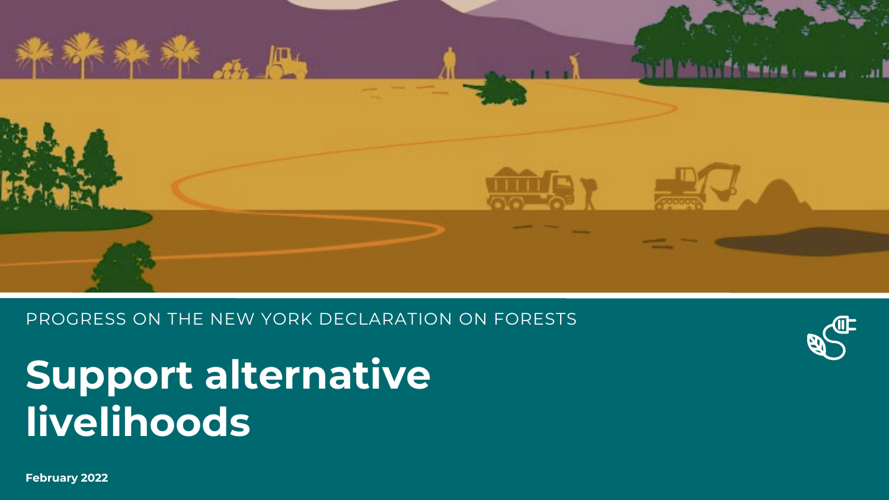PROGRESS ON THE NEW YORK DECLARATION ON FORESTS

# Support alternative livelihoods

**February 2022**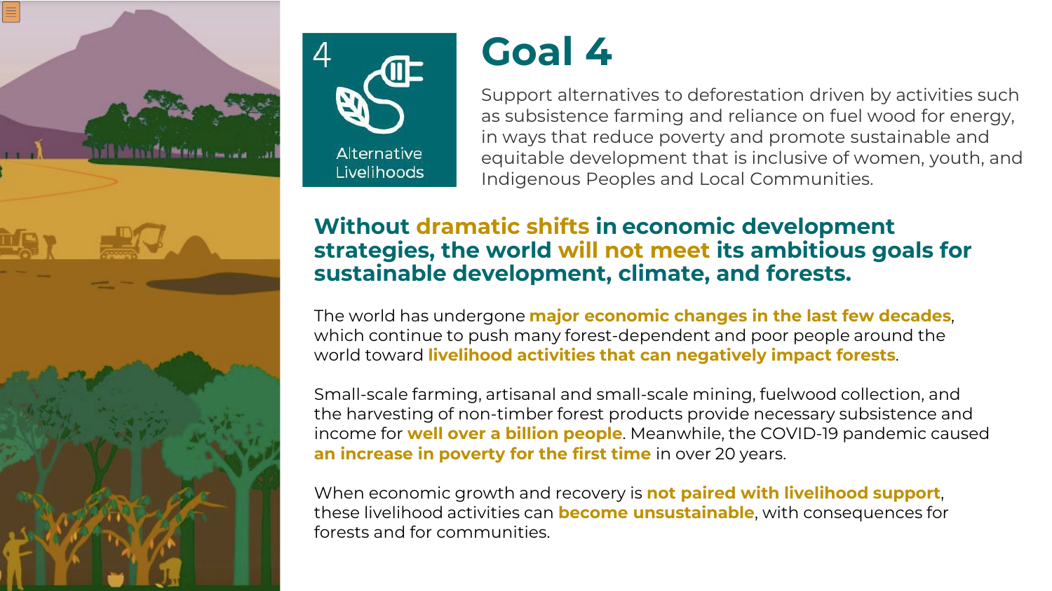4

Alternative Livelihoods

# Goal 4

Support alternatives to deforestation driven by activities such as subsistence farming and reliance on fuel wood for energy, in ways that reduce poverty and promote sustainable and equitable development that is inclusive of women, youth, and Indigenous Peoples and Local Communities.

## Without dramatic shifts in economic development strategies, the world will not meet its ambitious goals for sustainable development, climate, and forests.

The world has undergone **major economic changes in the last few decades**, which continue to push many forest-dependent and poor people around the world toward **livelihood activities that can negatively impact forests**.

Small-scale farming, artisanal and small-scale mining, fuelwood collection, and the harvesting of non-timber forest products provide necessary subsistence and income for **well over a billion people**. Meanwhile, the COVID-19 pandemic caused **an increase in poverty for the first time** in over 20 years.

When economic growth and recovery is **not paired with livelihood support**, these livelihood activities can **become unsustainable**, with consequences for forests and for communities.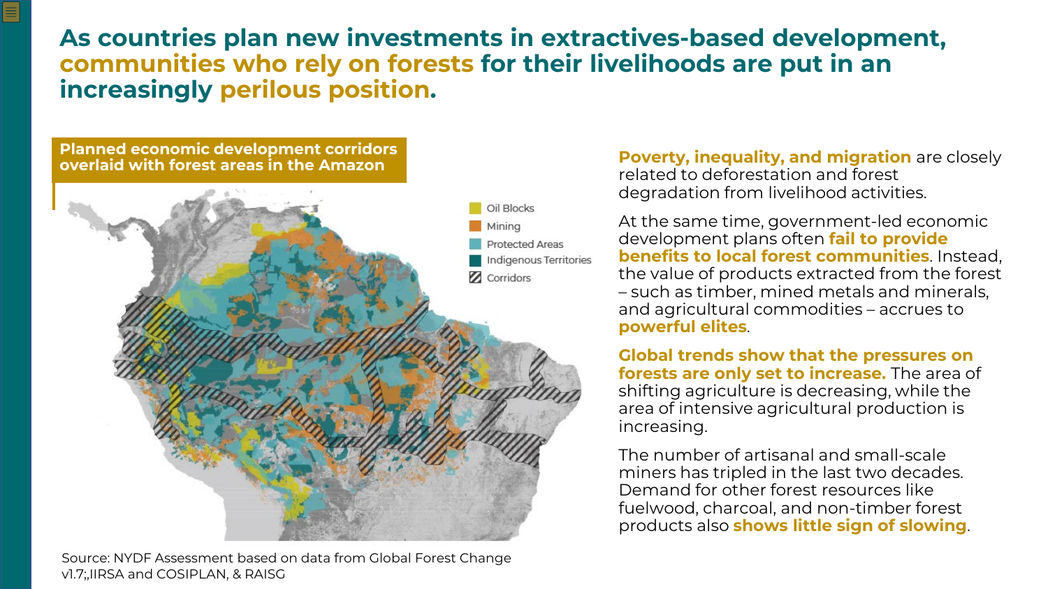# As countries plan new investments in extractives-based development, communities who rely on forests for their livelihoods are put in an increasingly perilous position.

**Planned economic development corridors overlaid with forest areas in the Amazon**

- Oil Blocks
- Mining
- Protected Areas
- Indigenous Territories
- Corridors

Source: NYDF Assessment based on data from Global Forest Change v1.7;,IIRSA and COSIPLAN, & RAISG

**Poverty, inequality, and migration** are closely related to deforestation and forest degradation from livelihood activities.

At the same time, government-led economic development plans often **fail to provide benefits to local forest communities**. Instead, the value of products extracted from the forest – such as timber, mined metals and minerals, and agricultural commodities – accrues to **powerful elites**.

**Global trends show that the pressures on forests are only set to increase.** The area of shifting agriculture is decreasing, while the area of intensive agricultural production is increasing.

The number of artisanal and small-scale miners has tripled in the last two decades. Demand for other forest resources like fuelwood, charcoal, and non-timber forest products also **shows little sign of slowing**.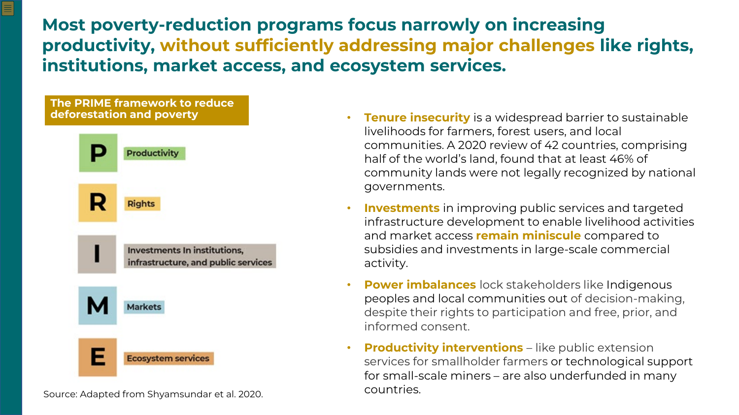# Most poverty-reduction programs focus narrowly on increasing productivity, without sufficiently addressing major challenges like rights, institutions, market access, and ecosystem services.

**The PRIME framework to reduce deforestation and poverty**

- **P** – Productivity
- **R** – Rights
- **I** – Investments In institutions, infrastructure, and public services
- **M** – Markets
- **E** – Ecosystem services

Source: Adapted from Shyamsundar et al. 2020.

- **Tenure insecurity** is a widespread barrier to sustainable livelihoods for farmers, forest users, and local communities. A 2020 review of 42 countries, comprising half of the world's land, found that at least 46% of community lands were not legally recognized by national governments.
- **Investments** in improving public services and targeted infrastructure development to enable livelihood activities and market access **remain miniscule** compared to subsidies and investments in large-scale commercial activity.
- **Power imbalances** lock stakeholders like Indigenous peoples and local communities out of decision-making, despite their rights to participation and free, prior, and informed consent.
- **Productivity interventions** – like public extension services for smallholder farmers or technological support for small-scale miners – are also underfunded in many countries.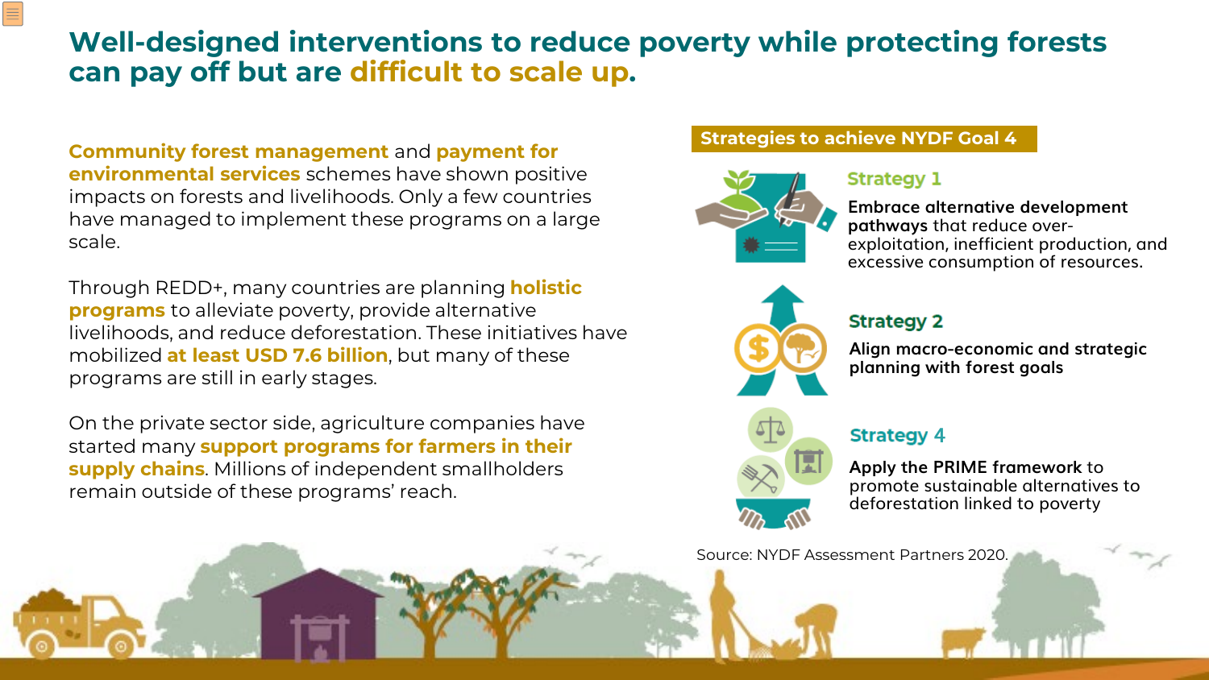# Well-designed interventions to reduce poverty while protecting forests can pay off but are difficult to scale up.

**Community forest management** and **payment for environmental services** schemes have shown positive impacts on forests and livelihoods. Only a few countries have managed to implement these programs on a large scale.

Through REDD+, many countries are planning **holistic programs** to alleviate poverty, provide alternative livelihoods, and reduce deforestation. These initiatives have mobilized **at least USD 7.6 billion**, but many of these programs are still in early stages.

On the private sector side, agriculture companies have started many **support programs for farmers in their supply chains**. Millions of independent smallholders remain outside of these programs' reach.

## Strategies to achieve NYDF Goal 4

### Strategy 1

**Embrace alternative development pathways** that reduce over-exploitation, inefficient production, and excessive consumption of resources.

### Strategy 2

**Align macro-economic and strategic planning with forest goals**

### Strategy 4

**Apply the PRIME framework** to promote sustainable alternatives to deforestation linked to poverty

Source: NYDF Assessment Partners 2020.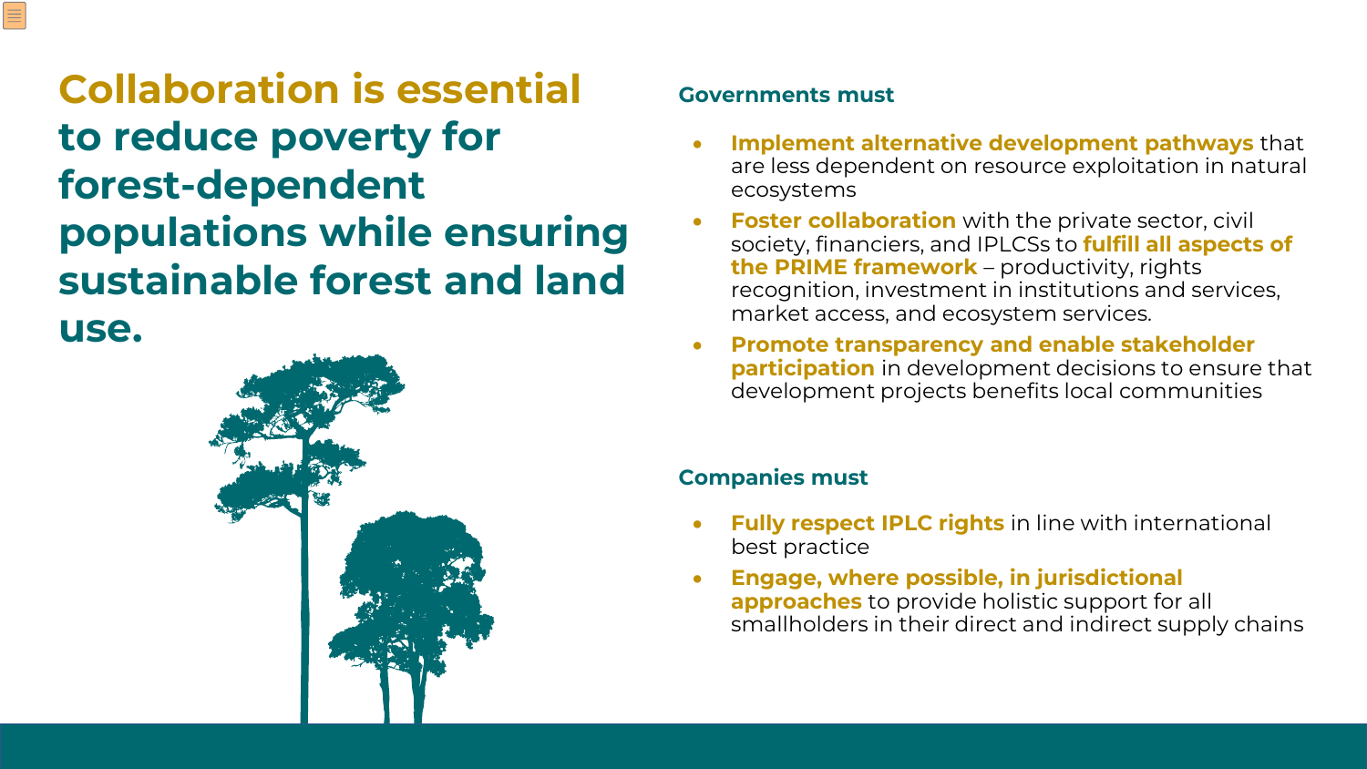# Collaboration is essential to reduce poverty for forest-dependent populations while ensuring sustainable forest and land use.

### Governments must

- **Implement alternative development pathways** that are less dependent on resource exploitation in natural ecosystems
- **Foster collaboration** with the private sector, civil society, financiers, and IPLCSs to **fulfill all aspects of the PRIME framework** – productivity, rights recognition, investment in institutions and services, market access, and ecosystem services.
- **Promote transparency and enable stakeholder participation** in development decisions to ensure that development projects benefits local communities

### Companies must

- **Fully respect IPLC rights** in line with international best practice
- **Engage, where possible, in jurisdictional approaches** to provide holistic support for all smallholders in their direct and indirect supply chains